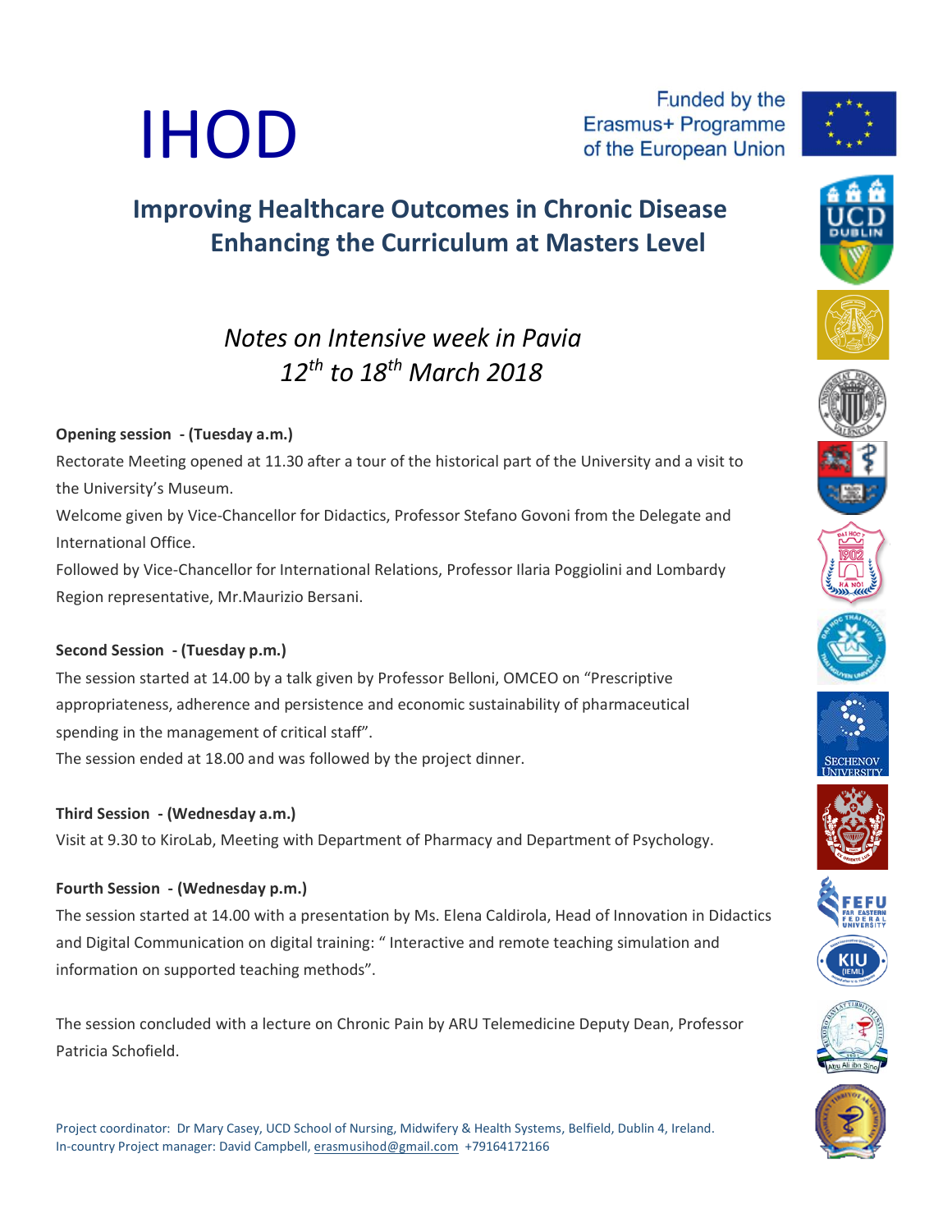# IHOD

Funded by the Erasmus+ Programme of the European Union

## Improving Healthcare Outcomes in Chronic Disease Enhancing the Curriculum at Masters Level

### *Notes on Intensive week in Pavia 12th to 18th March 2018*

**Opening session - (Tuesday a.m.)**

Rectorate Meeting opened at 11.30 after a tour of the historical part of the University and a visit to the University's Museum.

Welcome given by Vice-Chancellor for Didactics, Professor Stefano Govoni from the Delegate and International Office.

Followed by Vice-Chancellor for International Relations, Professor Ilaria Poggiolini and Lombardy Region representative, Mr.Maurizio Bersani.

**Second Session - (Tuesday p.m.)**

The session started at 14.00 by a talk given by Professor Belloni, OMCEO on "Prescriptive appropriateness, adherence and persistence and economic sustainability of pharmaceutical spending in the management of critical staff".

The session ended at 18.00 and was followed by the project dinner.

**Third Session - (Wednesday a.m.)**

Visit at 9.30 to KiroLab, Meeting with Department of Pharmacy and Department of Psychology.

**Fourth Session - (Wednesday p.m.)**

The session started at 14.00 with a presentation by Ms. Elena Caldirola, Head of Innovation in Didactics and Digital Communication on digital training: " Interactive and remote teaching simulation and information on supported teaching methods".

The session concluded with a lecture on Chronic Pain by ARU Telemedicine Deputy Dean, Professor Patricia Schofield.

Project coordinator: Dr Mary Casey, UCD School of Nursing, Midwifery & Health Systems, Belfield, Dublin 4, Ireland.
In-country Project manager: David Campbell, erasmusihod@gmail.com +79164172166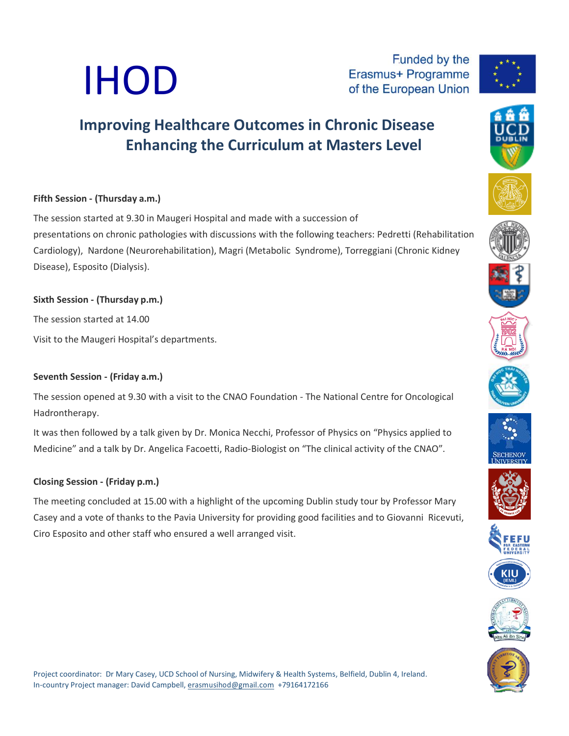IHOD

Funded by the Erasmus+ Programme of the European Union

## Improving Healthcare Outcomes in Chronic Disease Enhancing the Curriculum at Masters Level

**Fifth Session - (Thursday a.m.)**

The session started at 9.30 in Maugeri Hospital and made with a succession of presentations on chronic pathologies with discussions with the following teachers: Pedretti (Rehabilitation Cardiology), Nardone (Neurorehabilitation), Magri (Metabolic Syndrome), Torreggiani (Chronic Kidney Disease), Esposito (Dialysis).

**Sixth Session - (Thursday p.m.)**

The session started at 14.00

Visit to the Maugeri Hospital's departments.

**Seventh Session - (Friday a.m.)**

The session opened at 9.30 with a visit to the CNAO Foundation - The National Centre for Oncological Hadrontherapy.

It was then followed by a talk given by Dr. Monica Necchi, Professor of Physics on "Physics applied to Medicine" and a talk by Dr. Angelica Facoetti, Radio-Biologist on "The clinical activity of the CNAO".

**Closing Session - (Friday p.m.)**

The meeting concluded at 15.00 with a highlight of the upcoming Dublin study tour by Professor Mary Casey and a vote of thanks to the Pavia University for providing good facilities and to Giovanni Ricevuti, Ciro Esposito and other staff who ensured a well arranged visit.

Project coordinator: Dr Mary Casey, UCD School of Nursing, Midwifery & Health Systems, Belfield, Dublin 4, Ireland.
In-country Project manager: David Campbell, erasmusihod@gmail.com +79164172166